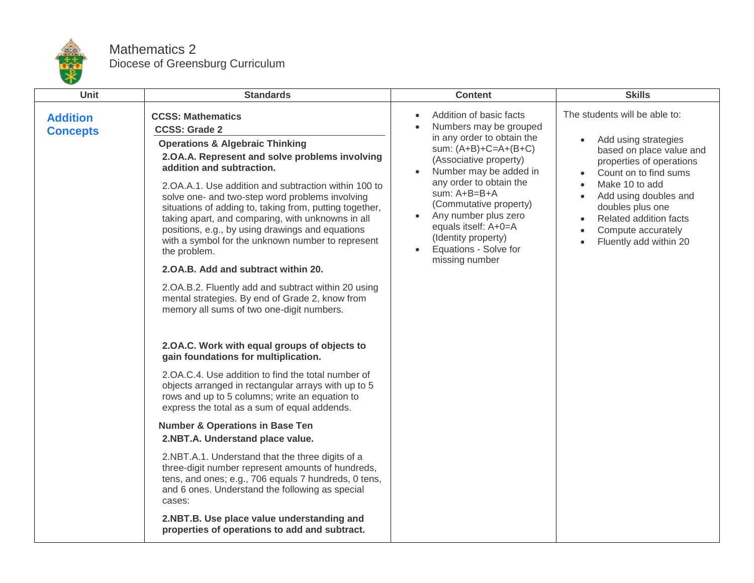# Mathematics 2

Diocese of Greensburg Curriculum

| Unit | Standards | Content | Skills |
|---|---|---|---|
| **Addition Concepts** | **CCSS: Mathematics**<br>**CCSS: Grade 2**<br>**Operations & Algebraic Thinking**<br>**2.OA.A. Represent and solve problems involving addition and subtraction.**<br>2.OA.A.1. Use addition and subtraction within 100 to solve one- and two-step word problems involving situations of adding to, taking from, putting together, taking apart, and comparing, with unknowns in all positions, e.g., by using drawings and equations with a symbol for the unknown number to represent the problem.<br>**2.OA.B. Add and subtract within 20.**<br>2.OA.B.2. Fluently add and subtract within 20 using mental strategies. By end of Grade 2, know from memory all sums of two one-digit numbers.<br>**2.OA.C. Work with equal groups of objects to gain foundations for multiplication.**<br>2.OA.C.4. Use addition to find the total number of objects arranged in rectangular arrays with up to 5 rows and up to 5 columns; write an equation to express the total as a sum of equal addends.<br>**Number & Operations in Base Ten**<br>**2.NBT.A. Understand place value.**<br>2.NBT.A.1. Understand that the three digits of a three-digit number represent amounts of hundreds, tens, and ones; e.g., 706 equals 7 hundreds, 0 tens, and 6 ones. Understand the following as special cases:<br>**2.NBT.B. Use place value understanding and properties of operations to add and subtract.** | • Addition of basic facts<br>• Numbers may be grouped in any order to obtain the sum: $(A+B)+C=A+(B+C)$ (Associative property)<br>• Number may be added in any order to obtain the sum: $A+B=B+A$ (Commutative property)<br>• Any number plus zero equals itself: $A+0=A$ (Identity property)<br>• Equations - Solve for missing number | The students will be able to:<br>• Add using strategies based on place value and properties of operations<br>• Count on to find sums<br>• Make 10 to add<br>• Add using doubles and doubles plus one<br>• Related addition facts<br>• Compute accurately<br>• Fluently add within 20 |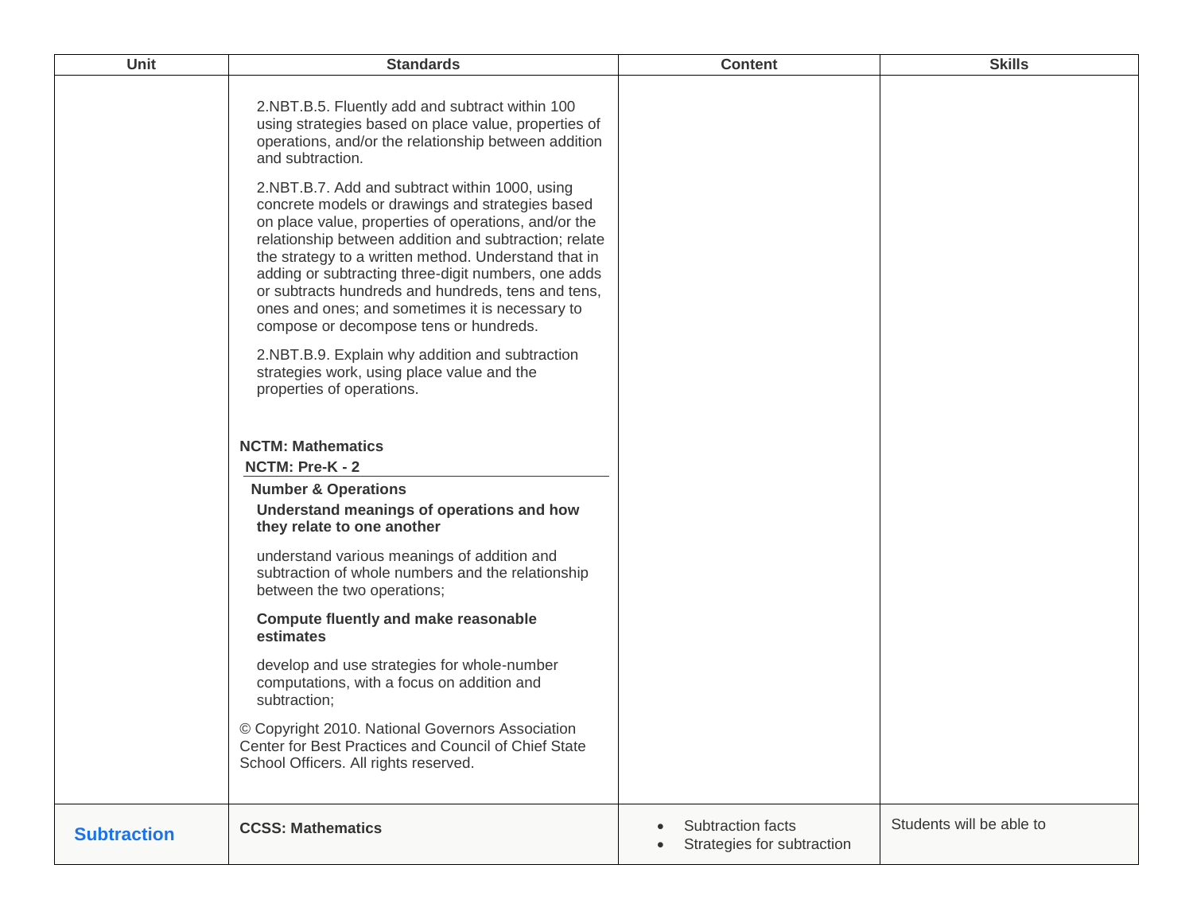| Unit | Standards | Content | Skills |
|---|---|---|---|
| | 2.NBT.B.5. Fluently add and subtract within 100 using strategies based on place value, properties of operations, and/or the relationship between addition and subtraction.<br><br>2.NBT.B.7. Add and subtract within 1000, using concrete models or drawings and strategies based on place value, properties of operations, and/or the relationship between addition and subtraction; relate the strategy to a written method. Understand that in adding or subtracting three-digit numbers, one adds or subtracts hundreds and hundreds, tens and tens, ones and ones; and sometimes it is necessary to compose or decompose tens or hundreds.<br><br>2.NBT.B.9. Explain why addition and subtraction strategies work, using place value and the properties of operations.<br><br>**NCTM: Mathematics**<br>**NCTM: Pre-K - 2**<br>**Number & Operations**<br>**Understand meanings of operations and how they relate to one another**<br><br>understand various meanings of addition and subtraction of whole numbers and the relationship between the two operations;<br><br>**Compute fluently and make reasonable estimates**<br><br>develop and use strategies for whole-number computations, with a focus on addition and subtraction;<br><br>© Copyright 2010. National Governors Association Center for Best Practices and Council of Chief State School Officers. All rights reserved. | | |
| **Subtraction** | **CCSS: Mathematics** | • Subtraction facts<br>• Strategies for subtraction | Students will be able to |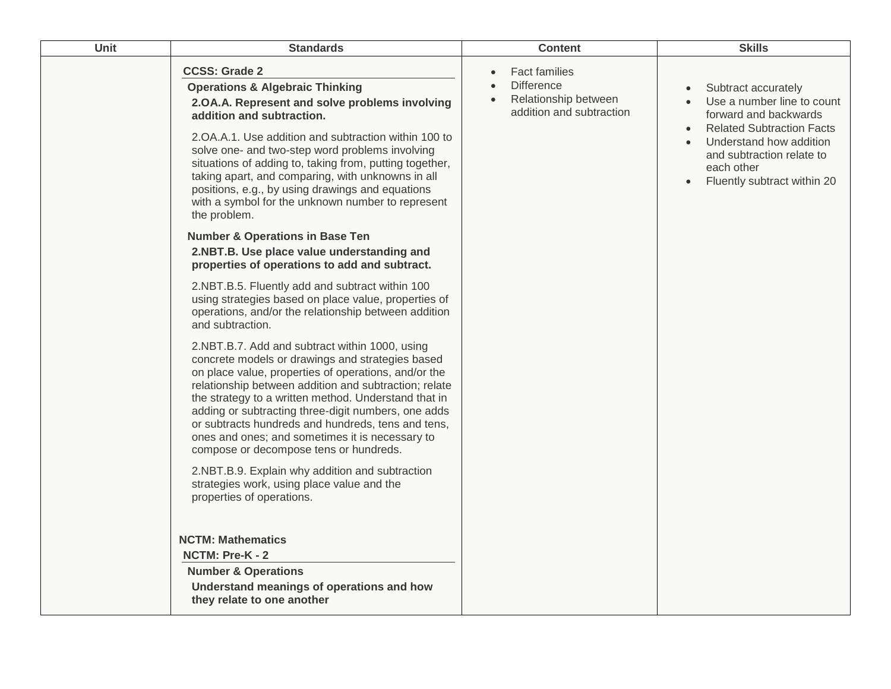| Unit | Standards | Content | Skills |
| --- | --- | --- | --- |
| | **CCSS: Grade 2**<br>**Operations & Algebraic Thinking**<br>**2.OA.A. Represent and solve problems involving addition and subtraction.**<br>2.OA.A.1. Use addition and subtraction within 100 to solve one- and two-step word problems involving situations of adding to, taking from, putting together, taking apart, and comparing, with unknowns in all positions, e.g., by using drawings and equations with a symbol for the unknown number to represent the problem.<br>**Number & Operations in Base Ten**<br>**2.NBT.B. Use place value understanding and properties of operations to add and subtract.**<br>2.NBT.B.5. Fluently add and subtract within 100 using strategies based on place value, properties of operations, and/or the relationship between addition and subtraction.<br>2.NBT.B.7. Add and subtract within 1000, using concrete models or drawings and strategies based on place value, properties of operations, and/or the relationship between addition and subtraction; relate the strategy to a written method. Understand that in adding or subtracting three-digit numbers, one adds or subtracts hundreds and hundreds, tens and tens, ones and ones; and sometimes it is necessary to compose or decompose tens or hundreds.<br>2.NBT.B.9. Explain why addition and subtraction strategies work, using place value and the properties of operations.<br>**NCTM: Mathematics**<br>**NCTM: Pre-K - 2**<br>**Number & Operations**<br>**Understand meanings of operations and how they relate to one another** | • Fact families<br>• Difference<br>• Relationship between addition and subtraction | • Subtract accurately<br>• Use a number line to count forward and backwards<br>• Related Subtraction Facts<br>• Understand how addition and subtraction relate to each other<br>• Fluently subtract within 20 |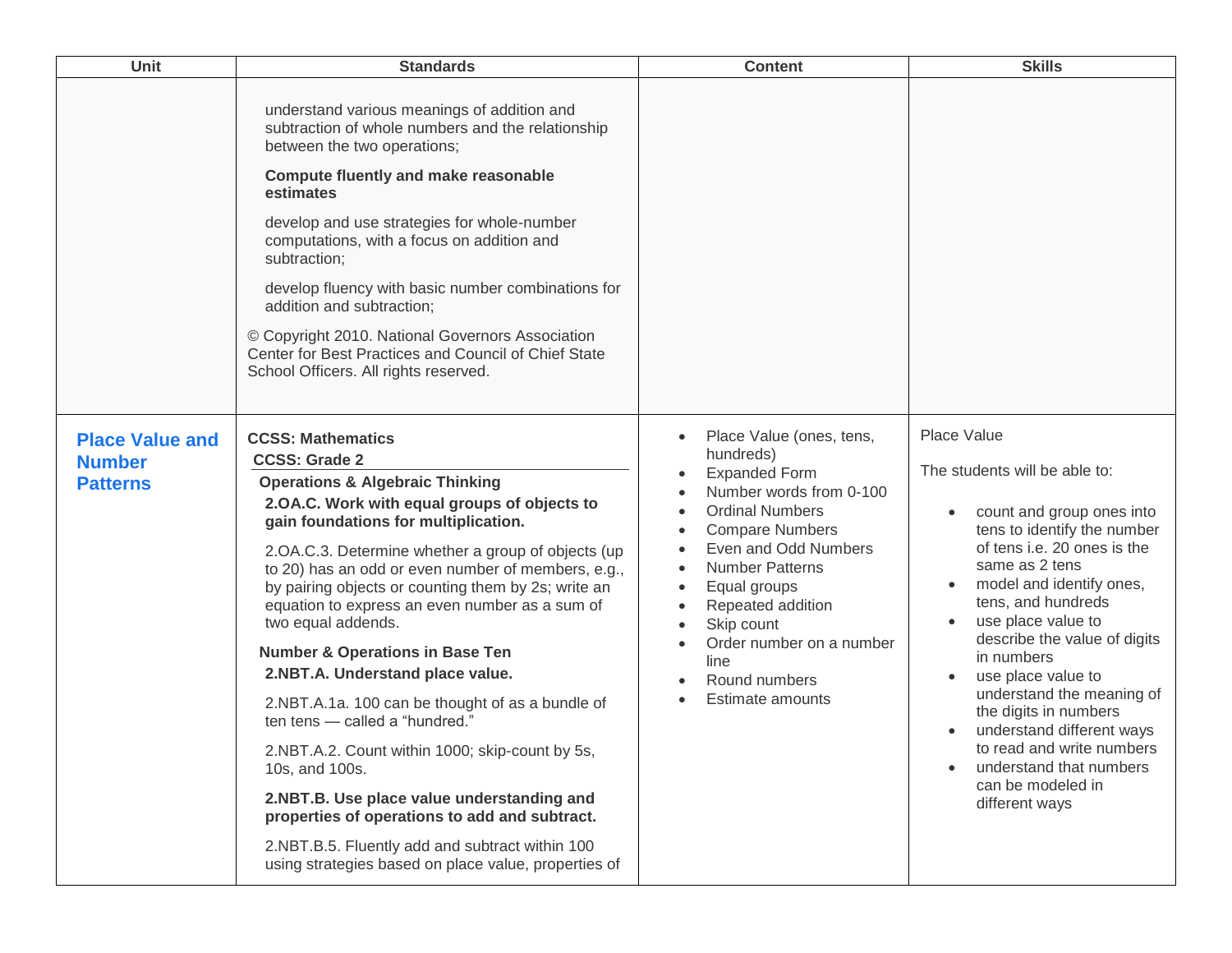| Unit | Standards | Content | Skills |
| --- | --- | --- | --- |
| | understand various meanings of addition and subtraction of whole numbers and the relationship between the two operations;<br><br>**Compute fluently and make reasonable estimates**<br><br>develop and use strategies for whole-number computations, with a focus on addition and subtraction;<br><br>develop fluency with basic number combinations for addition and subtraction;<br><br>© Copyright 2010. National Governors Association Center for Best Practices and Council of Chief State School Officers. All rights reserved. | | |
| **Place Value and Number Patterns** | **CCSS: Mathematics**<br>**CCSS: Grade 2**<br>**Operations & Algebraic Thinking**<br>**2.OA.C. Work with equal groups of objects to gain foundations for multiplication.**<br><br>2.OA.C.3. Determine whether a group of objects (up to 20) has an odd or even number of members, e.g., by pairing objects or counting them by 2s; write an equation to express an even number as a sum of two equal addends.<br><br>**Number & Operations in Base Ten**<br>**2.NBT.A. Understand place value.**<br><br>2.NBT.A.1a. 100 can be thought of as a bundle of ten tens — called a "hundred."<br><br>2.NBT.A.2. Count within 1000; skip-count by 5s, 10s, and 100s.<br><br>**2.NBT.B. Use place value understanding and properties of operations to add and subtract.**<br><br>2.NBT.B.5. Fluently add and subtract within 100 using strategies based on place value, properties of | • Place Value (ones, tens, hundreds)<br>• Expanded Form<br>• Number words from 0-100<br>• Ordinal Numbers<br>• Compare Numbers<br>• Even and Odd Numbers<br>• Number Patterns<br>• Equal groups<br>• Repeated addition<br>• Skip count<br>• Order number on a number line<br>• Round numbers<br>• Estimate amounts | Place Value<br><br>The students will be able to:<br><br>• count and group ones into tens to identify the number of tens i.e. 20 ones is the same as 2 tens<br>• model and identify ones, tens, and hundreds<br>• use place value to describe the value of digits in numbers<br>• use place value to understand the meaning of the digits in numbers<br>• understand different ways to read and write numbers<br>• understand that numbers can be modeled in different ways |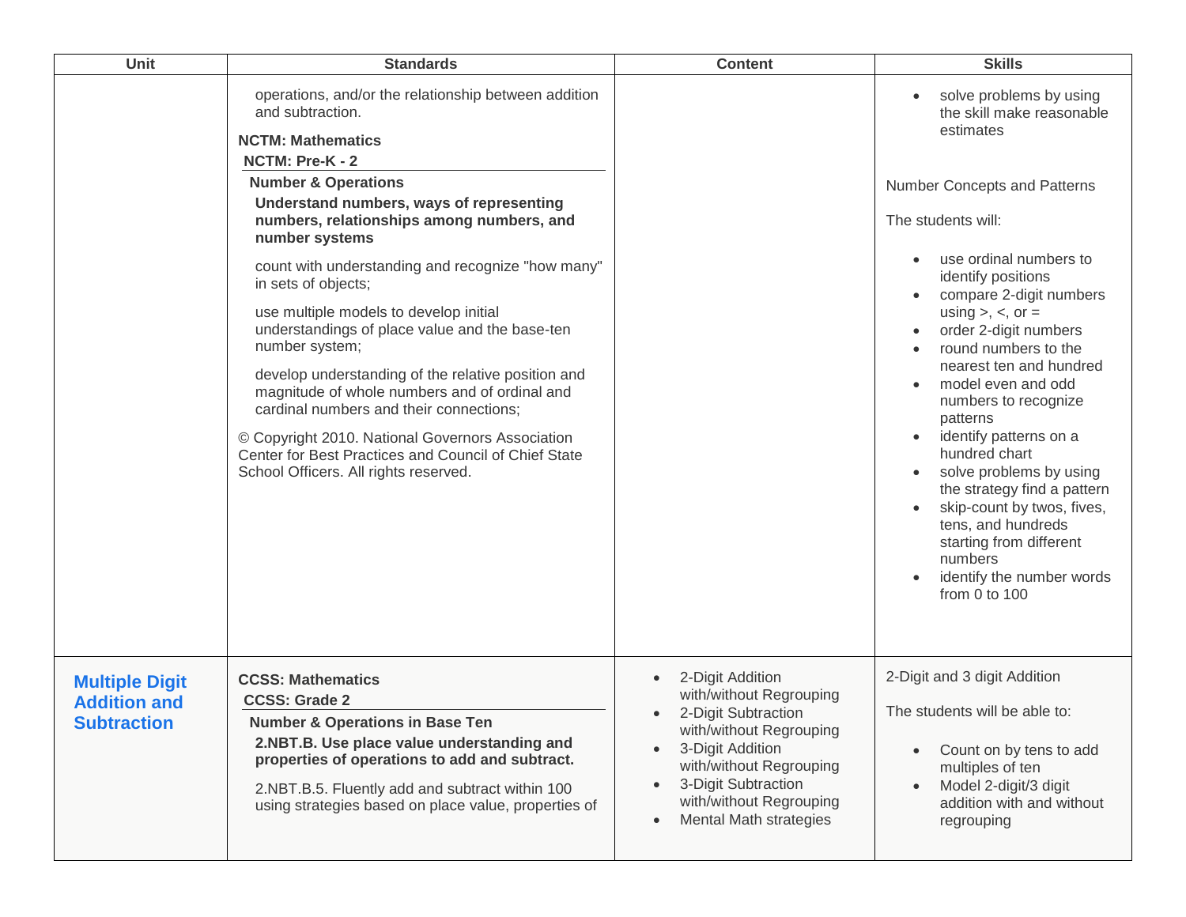| Unit | Standards | Content | Skills |
| --- | --- | --- | --- |
| | operations, and/or the relationship between addition and subtraction.<br><br>**NCTM: Mathematics**<br>**NCTM: Pre-K - 2**<br>**Number & Operations**<br>**Understand numbers, ways of representing numbers, relationships among numbers, and number systems**<br><br>count with understanding and recognize "how many" in sets of objects;<br><br>use multiple models to develop initial understandings of place value and the base-ten number system;<br><br>develop understanding of the relative position and magnitude of whole numbers and of ordinal and cardinal numbers and their connections;<br><br>© Copyright 2010. National Governors Association Center for Best Practices and Council of Chief State School Officers. All rights reserved. | | • solve problems by using the skill make reasonable estimates<br><br>Number Concepts and Patterns<br><br>The students will:<br><br>• use ordinal numbers to identify positions<br>• compare 2-digit numbers using >, <, or =<br>• order 2-digit numbers<br>• round numbers to the nearest ten and hundred<br>• model even and odd numbers to recognize patterns<br>• identify patterns on a hundred chart<br>• solve problems by using the strategy find a pattern<br>• skip-count by twos, fives, tens, and hundreds starting from different numbers<br>• identify the number words from 0 to 100 |
| **Multiple Digit Addition and Subtraction** | **CCSS: Mathematics**<br>**CCSS: Grade 2**<br>**Number & Operations in Base Ten**<br>**2.NBT.B. Use place value understanding and properties of operations to add and subtract.**<br><br>2.NBT.B.5. Fluently add and subtract within 100 using strategies based on place value, properties of | • 2-Digit Addition with/without Regrouping<br>• 2-Digit Subtraction with/without Regrouping<br>• 3-Digit Addition with/without Regrouping<br>• 3-Digit Subtraction with/without Regrouping<br>• Mental Math strategies | 2-Digit and 3 digit Addition<br><br>The students will be able to:<br><br>• Count on by tens to add multiples of ten<br>• Model 2-digit/3 digit addition with and without regrouping |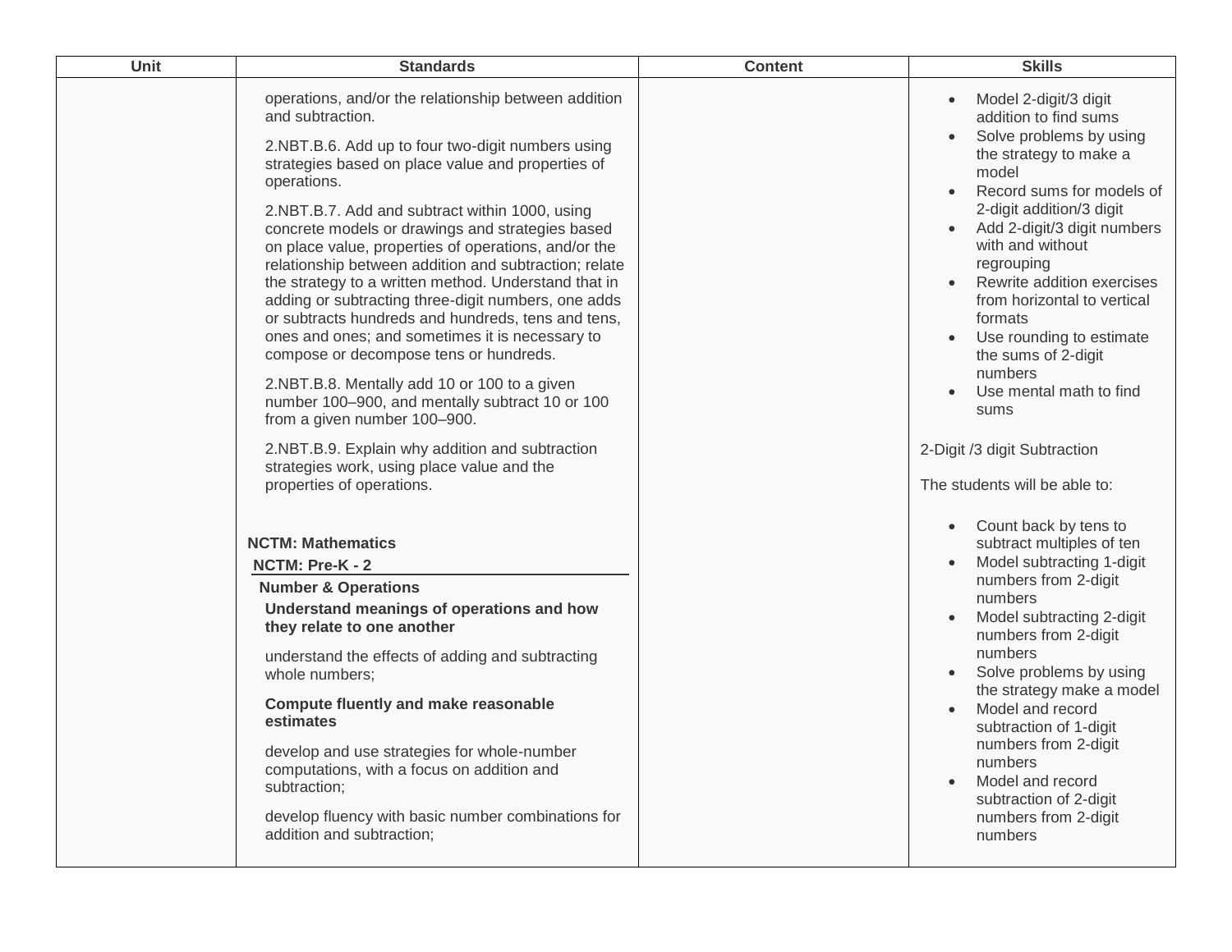| Unit | Standards | Content | Skills |
|---|---|---|---|
| | operations, and/or the relationship between addition and subtraction.<br><br>2.NBT.B.6. Add up to four two-digit numbers using strategies based on place value and properties of operations.<br><br>2.NBT.B.7. Add and subtract within 1000, using concrete models or drawings and strategies based on place value, properties of operations, and/or the relationship between addition and subtraction; relate the strategy to a written method. Understand that in adding or subtracting three-digit numbers, one adds or subtracts hundreds and hundreds, tens and tens, ones and ones; and sometimes it is necessary to compose or decompose tens or hundreds.<br><br>2.NBT.B.8. Mentally add 10 or 100 to a given number 100–900, and mentally subtract 10 or 100 from a given number 100–900.<br><br>2.NBT.B.9. Explain why addition and subtraction strategies work, using place value and the properties of operations.<br><br>**NCTM: Mathematics**<br>**NCTM: Pre-K - 2**<br>**Number & Operations**<br>**Understand meanings of operations and how they relate to one another**<br><br>understand the effects of adding and subtracting whole numbers;<br><br>**Compute fluently and make reasonable estimates**<br><br>develop and use strategies for whole-number computations, with a focus on addition and subtraction;<br><br>develop fluency with basic number combinations for addition and subtraction; | | • Model 2-digit/3 digit addition to find sums<br>• Solve problems by using the strategy to make a model<br>• Record sums for models of 2-digit addition/3 digit<br>• Add 2-digit/3 digit numbers with and without regrouping<br>• Rewrite addition exercises from horizontal to vertical formats<br>• Use rounding to estimate the sums of 2-digit numbers<br>• Use mental math to find sums<br><br>2-Digit /3 digit Subtraction<br><br>The students will be able to:<br><br>• Count back by tens to subtract multiples of ten<br>• Model subtracting 1-digit numbers from 2-digit numbers<br>• Model subtracting 2-digit numbers from 2-digit numbers<br>• Solve problems by using the strategy make a model<br>• Model and record subtraction of 1-digit numbers from 2-digit numbers<br>• Model and record subtraction of 2-digit numbers from 2-digit numbers |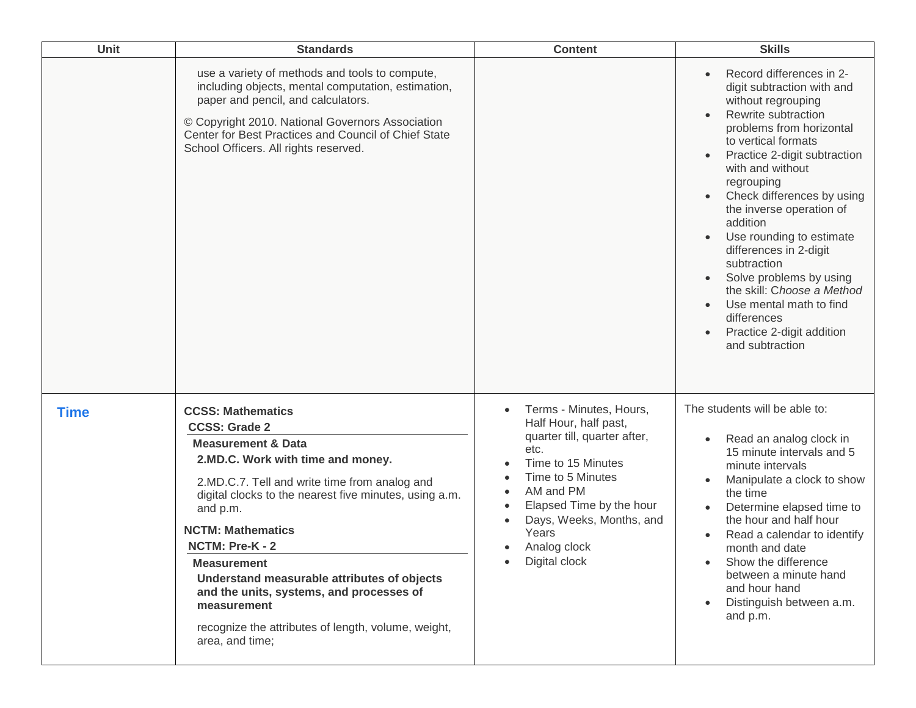| Unit | Standards | Content | Skills |
|---|---|---|---|
| | use a variety of methods and tools to compute, including objects, mental computation, estimation, paper and pencil, and calculators.<br><br>© Copyright 2010. National Governors Association Center for Best Practices and Council of Chief State School Officers. All rights reserved. | | • Record differences in 2-digit subtraction with and without regrouping<br>• Rewrite subtraction problems from horizontal to vertical formats<br>• Practice 2-digit subtraction with and without regrouping<br>• Check differences by using the inverse operation of addition<br>• Use rounding to estimate differences in 2-digit subtraction<br>• Solve problems by using the skill: C*hoose a Method*<br>• Use mental math to find differences<br>• Practice 2-digit addition and subtraction |
| **Time** | **CCSS: Mathematics**<br>**CCSS: Grade 2**<br>**Measurement & Data**<br>**2.MD.C. Work with time and money.**<br><br>2.MD.C.7. Tell and write time from analog and digital clocks to the nearest five minutes, using a.m. and p.m.<br><br>**NCTM: Mathematics**<br>**NCTM: Pre-K - 2**<br>**Measurement**<br>**Understand measurable attributes of objects and the units, systems, and processes of measurement**<br><br>recognize the attributes of length, volume, weight, area, and time; | • Terms - Minutes, Hours, Half Hour, half past, quarter till, quarter after, etc.<br>• Time to 15 Minutes<br>• Time to 5 Minutes<br>• AM and PM<br>• Elapsed Time by the hour<br>• Days, Weeks, Months, and Years<br>• Analog clock<br>• Digital clock | The students will be able to:<br><br>• Read an analog clock in 15 minute intervals and 5 minute intervals<br>• Manipulate a clock to show the time<br>• Determine elapsed time to the hour and half hour<br>• Read a calendar to identify month and date<br>• Show the difference between a minute hand and hour hand<br>• Distinguish between a.m. and p.m. |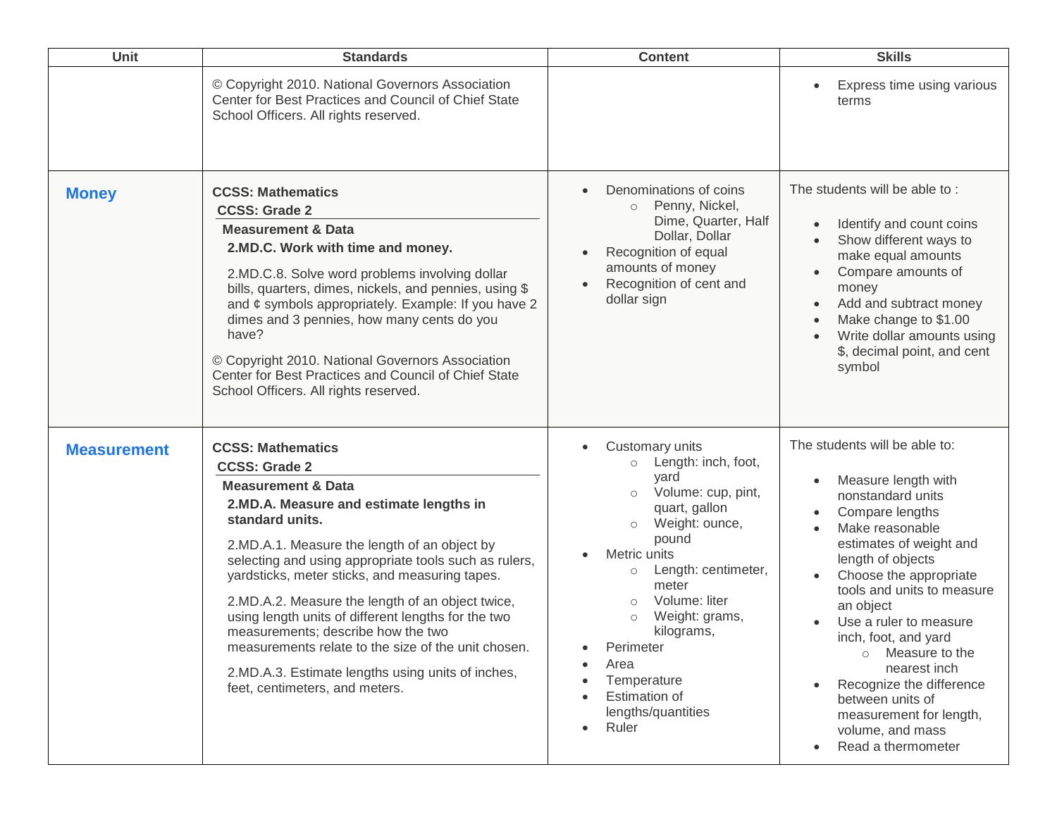| Unit | Standards | Content | Skills |
|---|---|---|---|
| | © Copyright 2010. National Governors Association Center for Best Practices and Council of Chief State School Officers. All rights reserved. | | • Express time using various terms |
| **Money** | **CCSS: Mathematics**<br>**CCSS: Grade 2**<br>**Measurement & Data**<br>**2.MD.C. Work with time and money.**<br>2.MD.C.8. Solve word problems involving dollar bills, quarters, dimes, nickels, and pennies, using $ and ¢ symbols appropriately. Example: If you have 2 dimes and 3 pennies, how many cents do you have?<br>© Copyright 2010. National Governors Association Center for Best Practices and Council of Chief State School Officers. All rights reserved. | • Denominations of coins<br>&nbsp;&nbsp;○ Penny, Nickel, Dime, Quarter, Half Dollar, Dollar<br>• Recognition of equal amounts of money<br>• Recognition of cent and dollar sign | The students will be able to :<br>• Identify and count coins<br>• Show different ways to make equal amounts<br>• Compare amounts of money<br>• Add and subtract money<br>• Make change to $1.00<br>• Write dollar amounts using $, decimal point, and cent symbol |
| **Measurement** | **CCSS: Mathematics**<br>**CCSS: Grade 2**<br>**Measurement & Data**<br>**2.MD.A. Measure and estimate lengths in standard units.**<br>2.MD.A.1. Measure the length of an object by selecting and using appropriate tools such as rulers, yardsticks, meter sticks, and measuring tapes.<br>2.MD.A.2. Measure the length of an object twice, using length units of different lengths for the two measurements; describe how the two measurements relate to the size of the unit chosen.<br>2.MD.A.3. Estimate lengths using units of inches, feet, centimeters, and meters. | • Customary units<br>&nbsp;&nbsp;○ Length: inch, foot, yard<br>&nbsp;&nbsp;○ Volume: cup, pint, quart, gallon<br>&nbsp;&nbsp;○ Weight: ounce, pound<br>• Metric units<br>&nbsp;&nbsp;○ Length: centimeter, meter<br>&nbsp;&nbsp;○ Volume: liter<br>&nbsp;&nbsp;○ Weight: grams, kilograms,<br>• Perimeter<br>• Area<br>• Temperature<br>• Estimation of lengths/quantities<br>• Ruler | The students will be able to:<br>• Measure length with nonstandard units<br>• Compare lengths<br>• Make reasonable estimates of weight and length of objects<br>• Choose the appropriate tools and units to measure an object<br>• Use a ruler to measure inch, foot, and yard<br>&nbsp;&nbsp;○ Measure to the nearest inch<br>• Recognize the difference between units of measurement for length, volume, and mass<br>• Read a thermometer |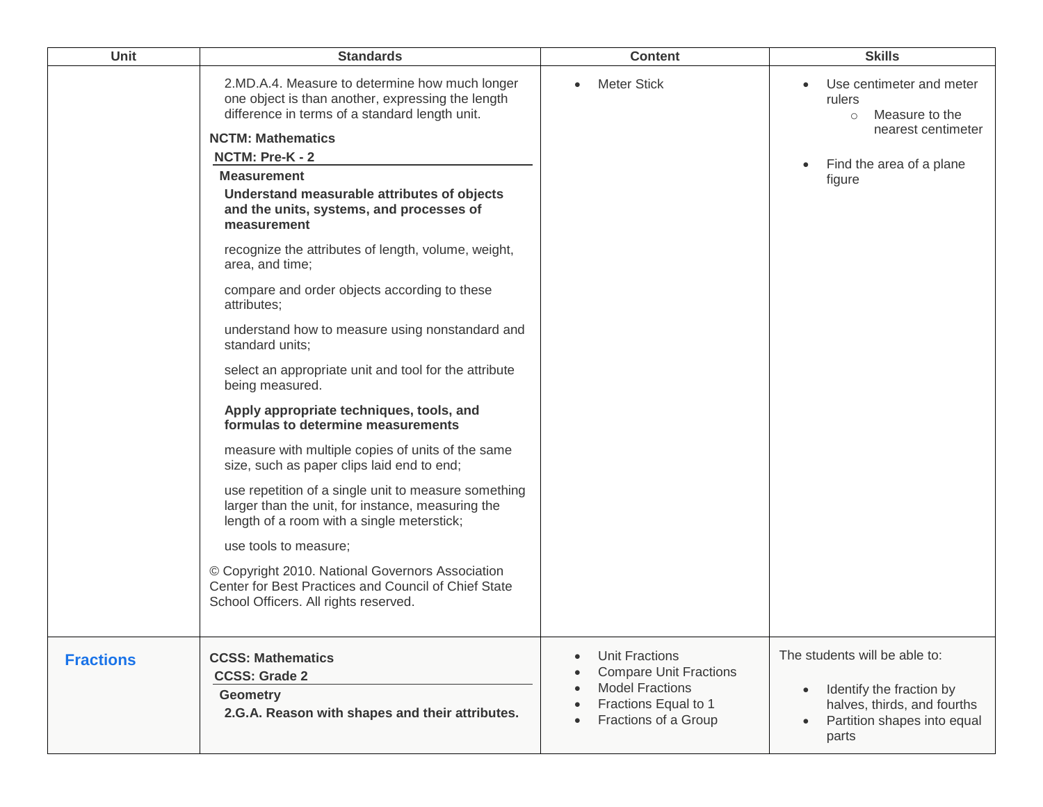| Unit | Standards | Content | Skills |
|---|---|---|---|
| | 2.MD.A.4. Measure to determine how much longer one object is than another, expressing the length difference in terms of a standard length unit.<br><br>**NCTM: Mathematics**<br>**NCTM: Pre-K - 2**<br>**Measurement**<br>**Understand measurable attributes of objects and the units, systems, and processes of measurement**<br><br>recognize the attributes of length, volume, weight, area, and time;<br><br>compare and order objects according to these attributes;<br><br>understand how to measure using nonstandard and standard units;<br><br>select an appropriate unit and tool for the attribute being measured.<br><br>**Apply appropriate techniques, tools, and formulas to determine measurements**<br><br>measure with multiple copies of units of the same size, such as paper clips laid end to end;<br><br>use repetition of a single unit to measure something larger than the unit, for instance, measuring the length of a room with a single meterstick;<br><br>use tools to measure;<br><br>© Copyright 2010. National Governors Association Center for Best Practices and Council of Chief State School Officers. All rights reserved. | • Meter Stick | • Use centimeter and meter rulers<br>  ○ Measure to the nearest centimeter<br><br>• Find the area of a plane figure |
| **Fractions** | **CCSS: Mathematics**<br>**CCSS: Grade 2**<br>**Geometry**<br>**2.G.A. Reason with shapes and their attributes.** | • Unit Fractions<br>• Compare Unit Fractions<br>• Model Fractions<br>• Fractions Equal to 1<br>• Fractions of a Group | The students will be able to:<br><br>• Identify the fraction by halves, thirds, and fourths<br>• Partition shapes into equal parts |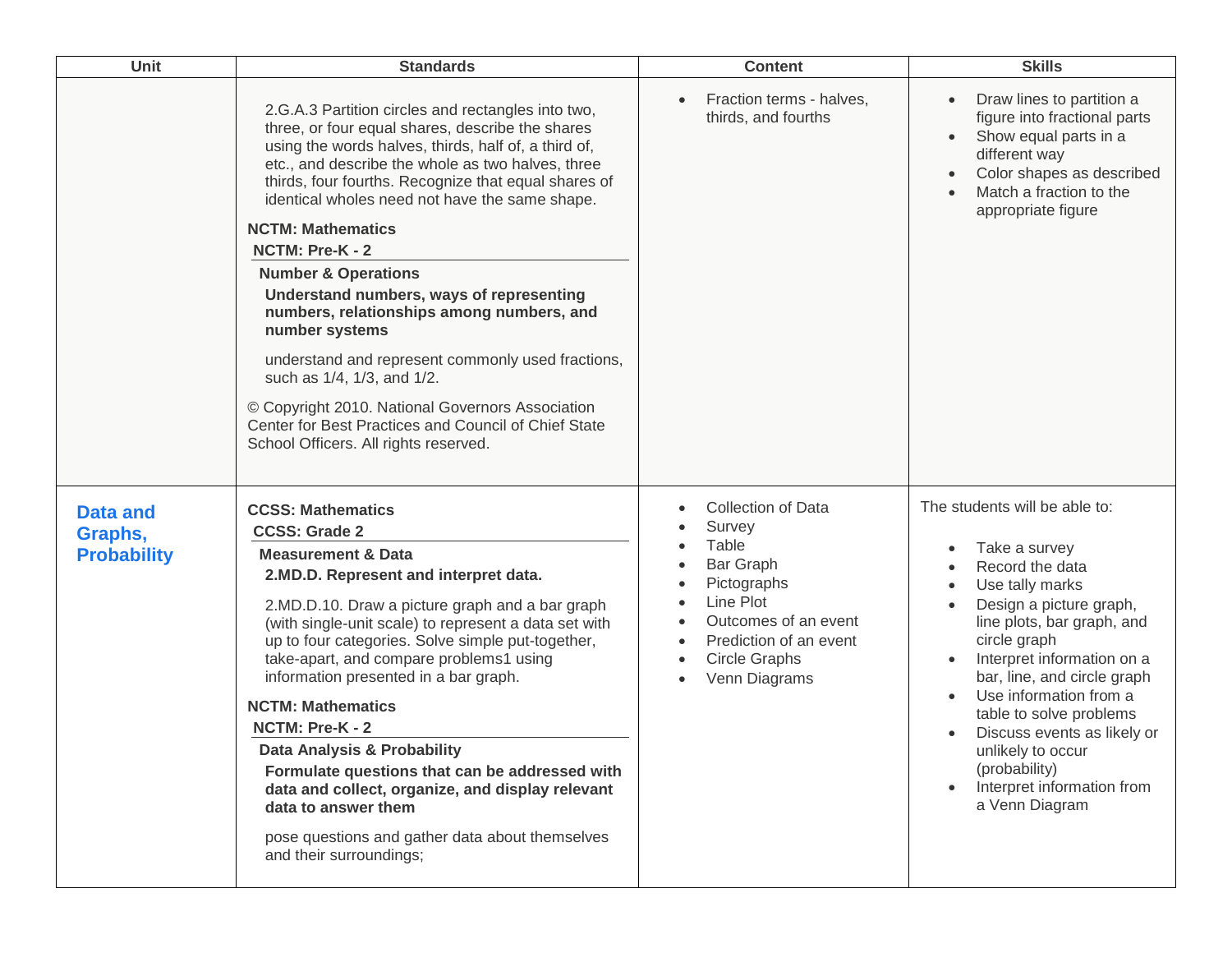| Unit | Standards | Content | Skills |
|---|---|---|---|
| | 2.G.A.3 Partition circles and rectangles into two, three, or four equal shares, describe the shares using the words halves, thirds, half of, a third of, etc., and describe the whole as two halves, three thirds, four fourths. Recognize that equal shares of identical wholes need not have the same shape.<br><br>**NCTM: Mathematics**<br>**NCTM: Pre-K - 2**<br>**Number & Operations**<br>**Understand numbers, ways of representing numbers, relationships among numbers, and number systems**<br><br>understand and represent commonly used fractions, such as 1/4, 1/3, and 1/2.<br><br>© Copyright 2010. National Governors Association Center for Best Practices and Council of Chief State School Officers. All rights reserved. | • Fraction terms - halves, thirds, and fourths | • Draw lines to partition a figure into fractional parts<br>• Show equal parts in a different way<br>• Color shapes as described<br>• Match a fraction to the appropriate figure |
| **Data and Graphs, Probability** | **CCSS: Mathematics**<br>**CCSS: Grade 2**<br>**Measurement & Data**<br>**2.MD.D. Represent and interpret data.**<br><br>2.MD.D.10. Draw a picture graph and a bar graph (with single-unit scale) to represent a data set with up to four categories. Solve simple put-together, take-apart, and compare problems1 using information presented in a bar graph.<br><br>**NCTM: Mathematics**<br>**NCTM: Pre-K - 2**<br>**Data Analysis & Probability**<br>**Formulate questions that can be addressed with data and collect, organize, and display relevant data to answer them**<br><br>pose questions and gather data about themselves and their surroundings; | • Collection of Data<br>• Survey<br>• Table<br>• Bar Graph<br>• Pictographs<br>• Line Plot<br>• Outcomes of an event<br>• Prediction of an event<br>• Circle Graphs<br>• Venn Diagrams | The students will be able to:<br><br>• Take a survey<br>• Record the data<br>• Use tally marks<br>• Design a picture graph, line plots, bar graph, and circle graph<br>• Interpret information on a bar, line, and circle graph<br>• Use information from a table to solve problems<br>• Discuss events as likely or unlikely to occur (probability)<br>• Interpret information from a Venn Diagram |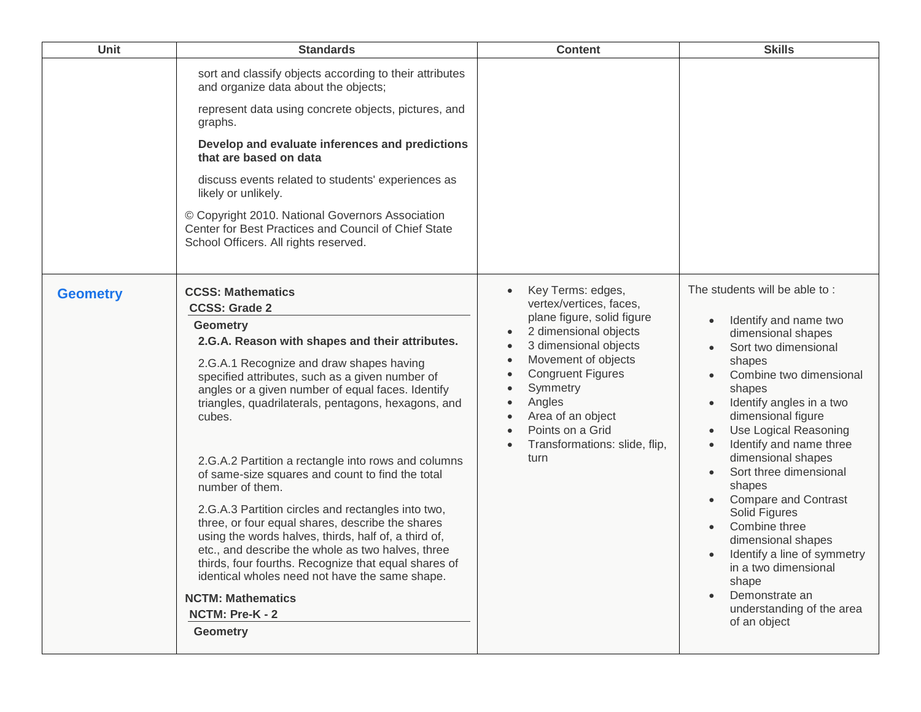| Unit | Standards | Content | Skills |
| --- | --- | --- | --- |
| | sort and classify objects according to their attributes and organize data about the objects;<br><br>represent data using concrete objects, pictures, and graphs.<br><br>**Develop and evaluate inferences and predictions that are based on data**<br><br>discuss events related to students' experiences as likely or unlikely.<br><br>© Copyright 2010. National Governors Association Center for Best Practices and Council of Chief State School Officers. All rights reserved. | | |
| **Geometry** | **CCSS: Mathematics**<br>**CCSS: Grade 2**<br>**Geometry**<br>**2.G.A. Reason with shapes and their attributes.**<br><br>2.G.A.1 Recognize and draw shapes having specified attributes, such as a given number of angles or a given number of equal faces. Identify triangles, quadrilaterals, pentagons, hexagons, and cubes.<br><br>2.G.A.2 Partition a rectangle into rows and columns of same-size squares and count to find the total number of them.<br><br>2.G.A.3 Partition circles and rectangles into two, three, or four equal shares, describe the shares using the words halves, thirds, half of, a third of, etc., and describe the whole as two halves, three thirds, four fourths. Recognize that equal shares of identical wholes need not have the same shape.<br><br>**NCTM: Mathematics**<br>**NCTM: Pre-K - 2**<br>**Geometry** | • Key Terms: edges, vertex/vertices, faces, plane figure, solid figure<br>• 2 dimensional objects<br>• 3 dimensional objects<br>• Movement of objects<br>• Congruent Figures<br>• Symmetry<br>• Angles<br>• Area of an object<br>• Points on a Grid<br>• Transformations: slide, flip, turn | The students will be able to :<br><br>• Identify and name two dimensional shapes<br>• Sort two dimensional shapes<br>• Combine two dimensional shapes<br>• Identify angles in a two dimensional figure<br>• Use Logical Reasoning<br>• Identify and name three dimensional shapes<br>• Sort three dimensional shapes<br>• Compare and Contrast Solid Figures<br>• Combine three dimensional shapes<br>• Identify a line of symmetry in a two dimensional shape<br>• Demonstrate an understanding of the area of an object |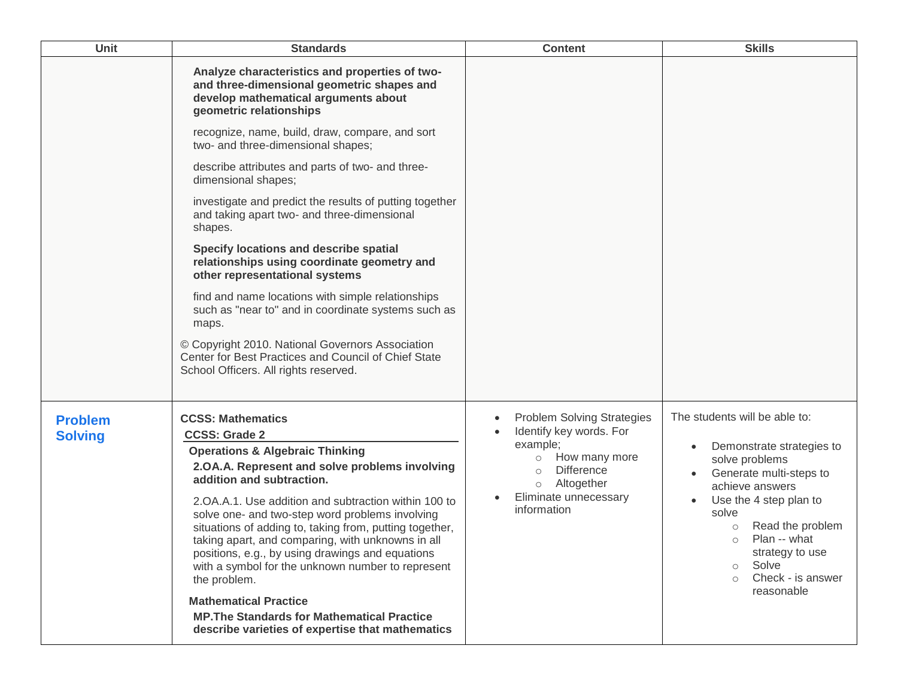| Unit | Standards | Content | Skills |
|---|---|---|---|
| | **Analyze characteristics and properties of two- and three-dimensional geometric shapes and develop mathematical arguments about geometric relationships**<br><br>recognize, name, build, draw, compare, and sort two- and three-dimensional shapes;<br><br>describe attributes and parts of two- and three-dimensional shapes;<br><br>investigate and predict the results of putting together and taking apart two- and three-dimensional shapes.<br><br>**Specify locations and describe spatial relationships using coordinate geometry and other representational systems**<br><br>find and name locations with simple relationships such as "near to" and in coordinate systems such as maps.<br><br>© Copyright 2010. National Governors Association Center for Best Practices and Council of Chief State School Officers. All rights reserved. | | |
| **Problem Solving** | **CCSS: Mathematics**<br>**CCSS: Grade 2**<br>**Operations & Algebraic Thinking**<br>**2.OA.A. Represent and solve problems involving addition and subtraction.**<br><br>2.OA.A.1. Use addition and subtraction within 100 to solve one- and two-step word problems involving situations of adding to, taking from, putting together, taking apart, and comparing, with unknowns in all positions, e.g., by using drawings and equations with a symbol for the unknown number to represent the problem.<br><br>**Mathematical Practice**<br>**MP.The Standards for Mathematical Practice describe varieties of expertise that mathematics** | • Problem Solving Strategies<br>• Identify key words. For example;<br>&nbsp;&nbsp;○ How many more<br>&nbsp;&nbsp;○ Difference<br>&nbsp;&nbsp;○ Altogether<br>• Eliminate unnecessary information | The students will be able to:<br><br>• Demonstrate strategies to solve problems<br>• Generate multi-steps to achieve answers<br>• Use the 4 step plan to solve<br>&nbsp;&nbsp;○ Read the problem<br>&nbsp;&nbsp;○ Plan -- what strategy to use<br>&nbsp;&nbsp;○ Solve<br>&nbsp;&nbsp;○ Check - is answer reasonable |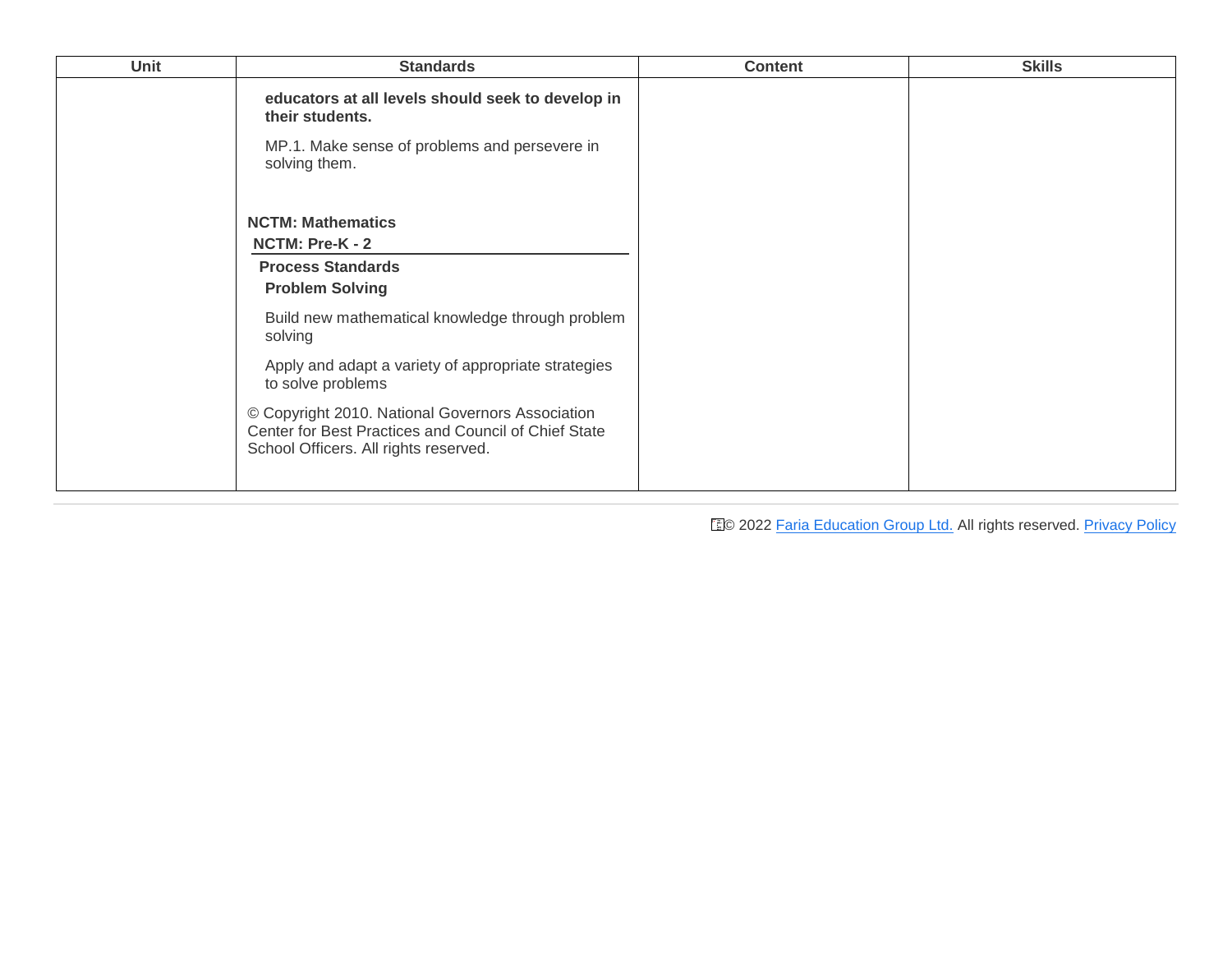| Unit | Standards | Content | Skills |
| --- | --- | --- | --- |
| | **educators at all levels should seek to develop in their students.**<br><br>MP.1. Make sense of problems and persevere in solving them.<br><br>**NCTM: Mathematics**<br>**NCTM: Pre-K - 2**<br>**Process Standards**<br>**Problem Solving**<br><br>Build new mathematical knowledge through problem solving<br><br>Apply and adapt a variety of appropriate strategies to solve problems<br><br>© Copyright 2010. National Governors Association Center for Best Practices and Council of Chief State School Officers. All rights reserved. | | |

© 2022 Faria Education Group Ltd. All rights reserved. Privacy Policy